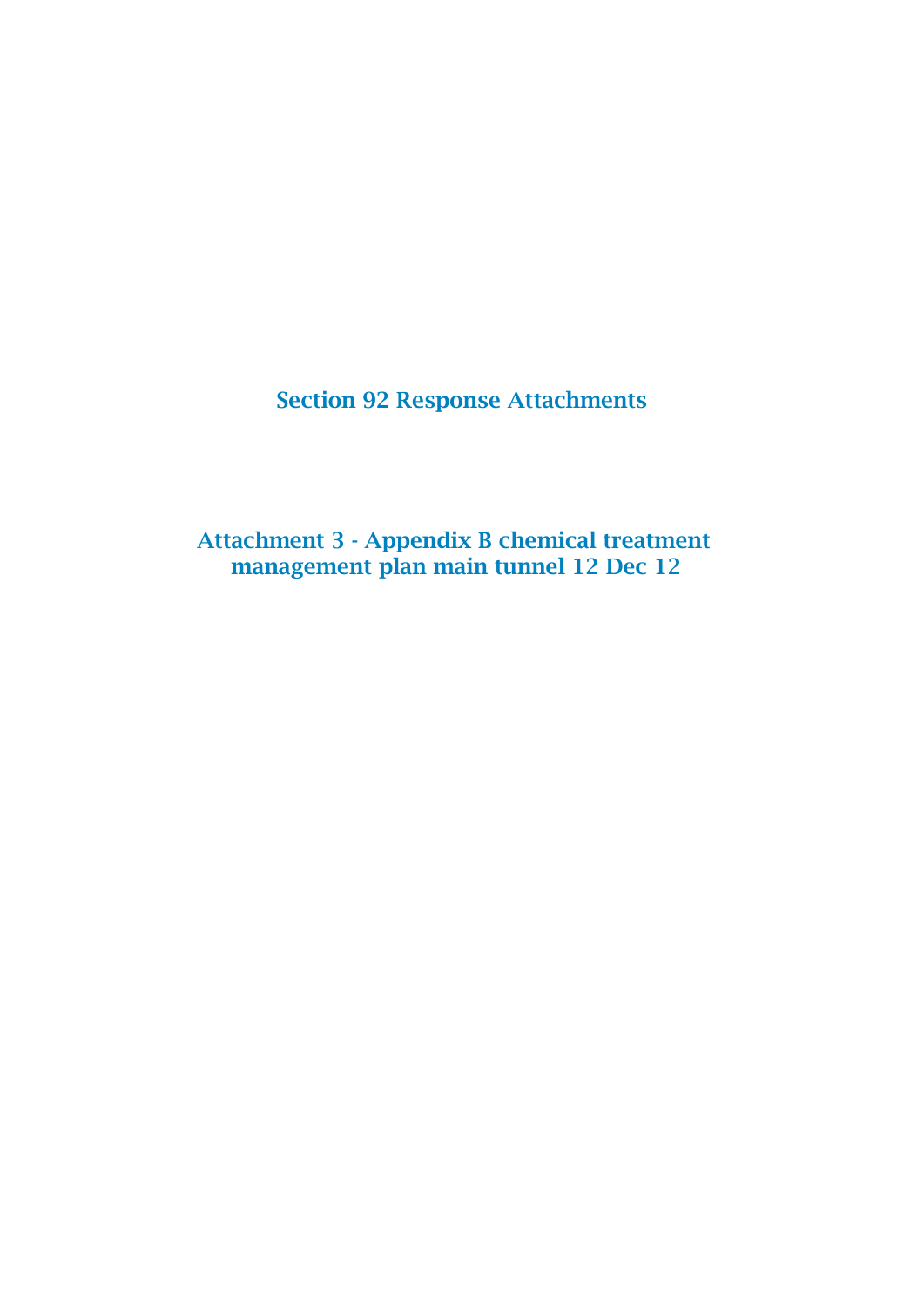# Section 92 Response Attachments

## Attachment 3 - Appendix B chemical treatment management plan main tunnel 12 Dec 12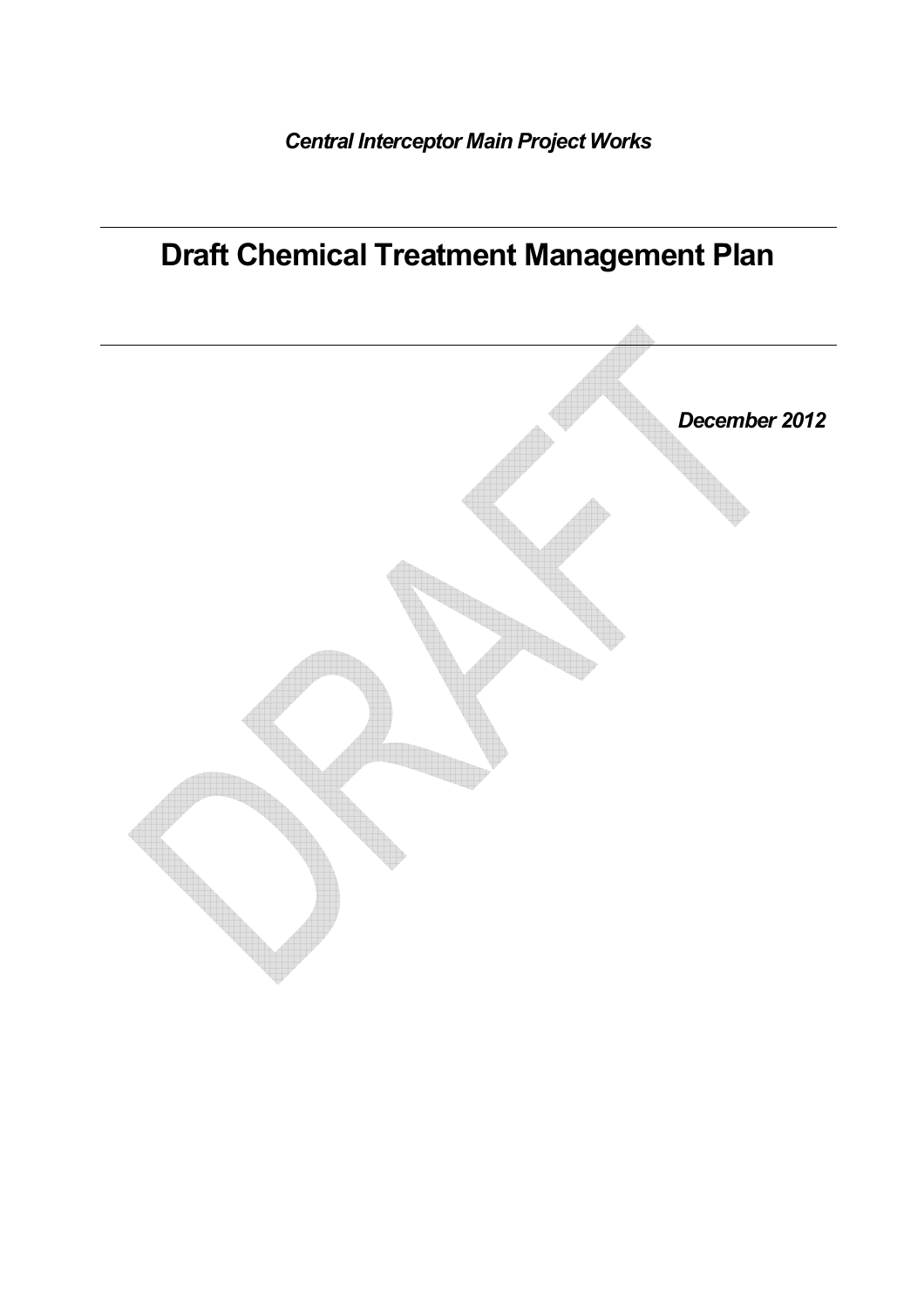*Central Interceptor Main Project Works*

# Draft Chemical Treatment Management Plan

*December 2012*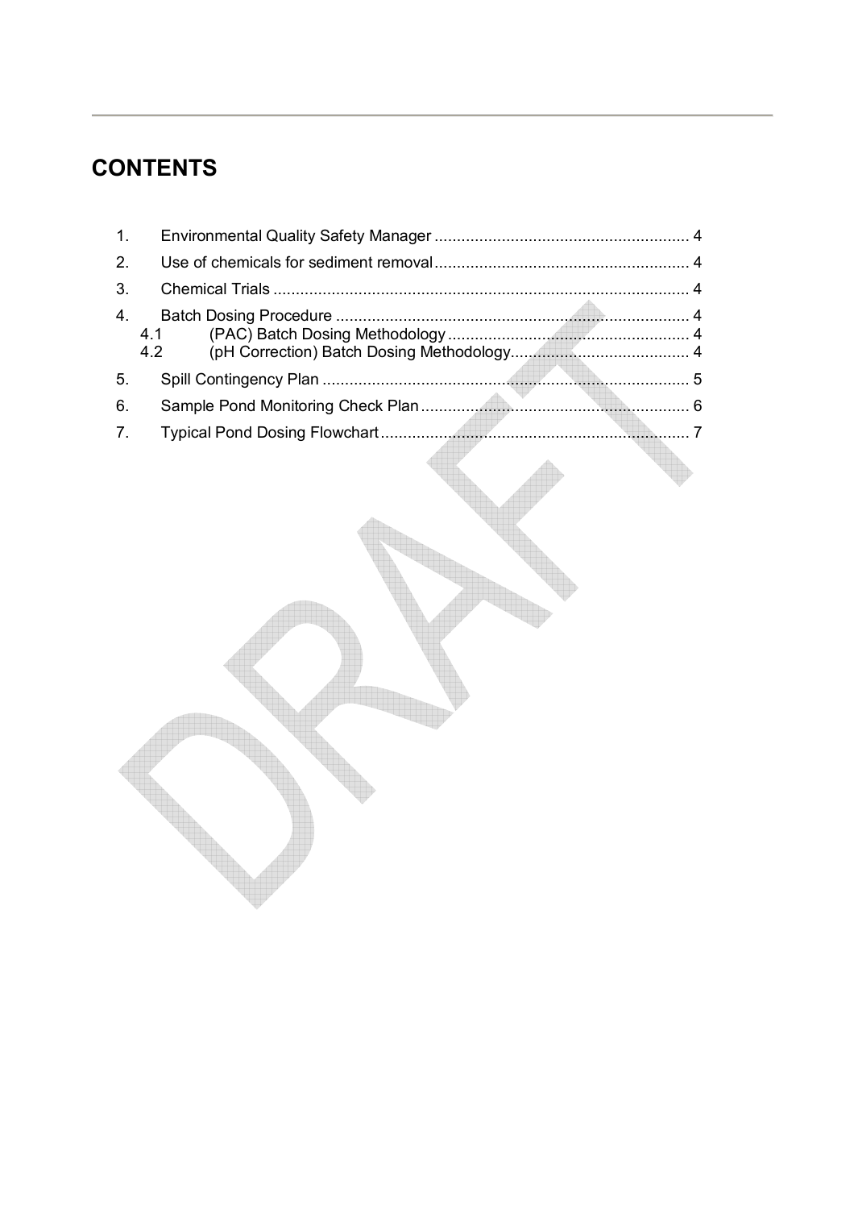# CONTENTS

1. Environmental Quality Safety Manager ........................................................ 4
2. Use of chemicals for sediment removal ........................................................ 4
3. Chemical Trials ........................................................................................... 4
4. Batch Dosing Procedure .............................................................................. 4
   - 4.1 (PAC) Batch Dosing Methodology ...................................................... 4
   - 4.2 (pH Correction) Batch Dosing Methodology ........................................ 4
5. Spill Contingency Plan ................................................................................. 5
6. Sample Pond Monitoring Check Plan ........................................................... 6
7. Typical Pond Dosing Flowchart .................................................................... 7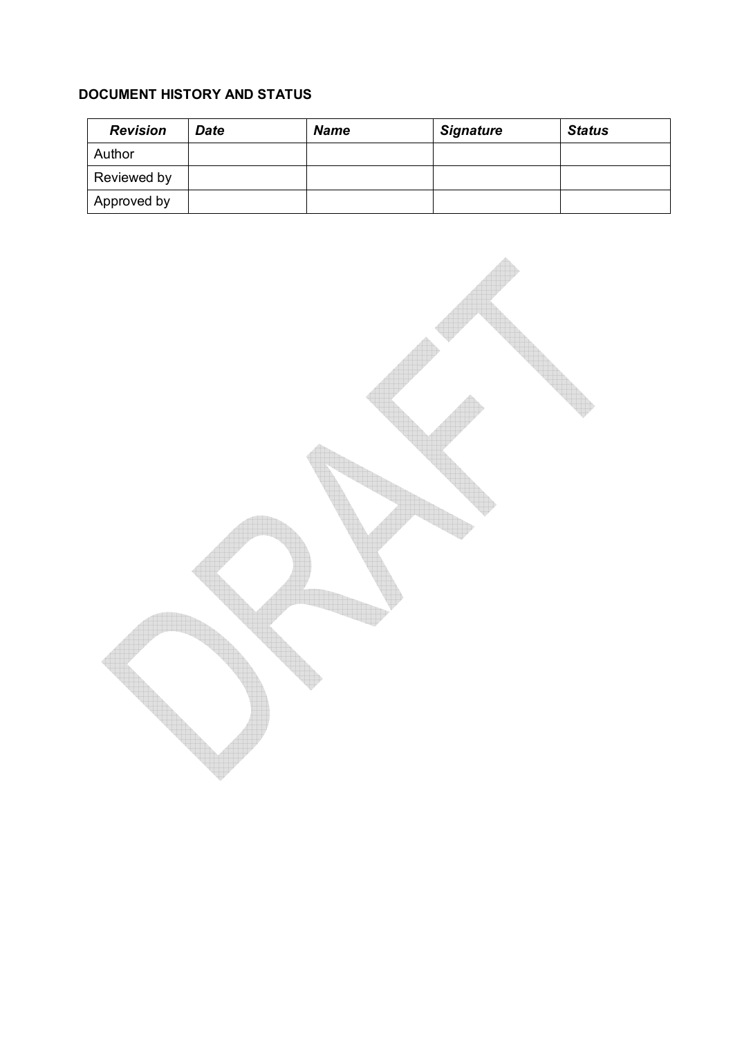**DOCUMENT HISTORY AND STATUS**

| ***Revision*** | ***Date*** | ***Name*** | ***Signature*** | ***Status*** |
|---|---|---|---|---|
| Author | | | | |
| Reviewed by | | | | |
| Approved by | | | | |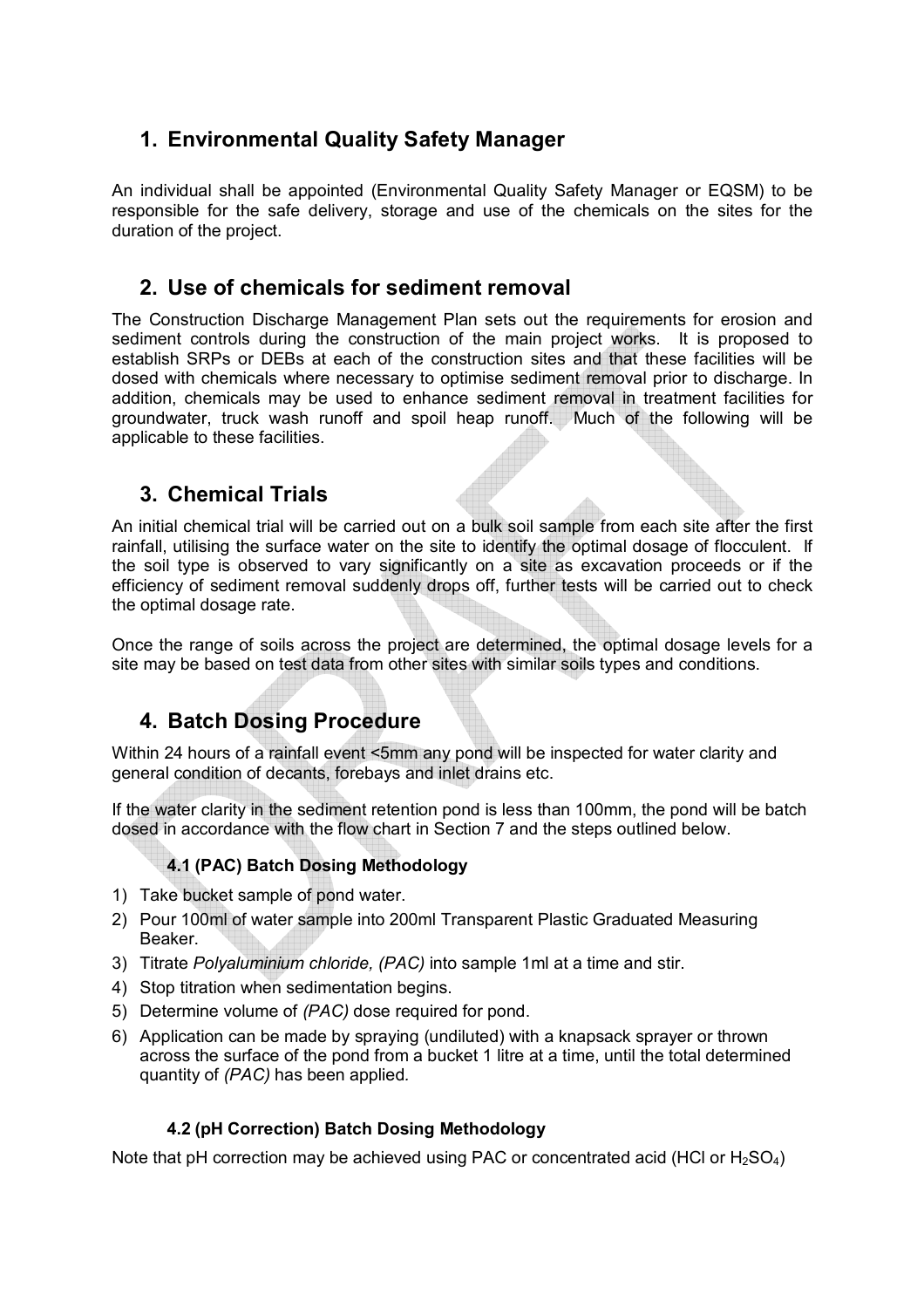## 1. Environmental Quality Safety Manager

An individual shall be appointed (Environmental Quality Safety Manager or EQSM) to be responsible for the safe delivery, storage and use of the chemicals on the sites for the duration of the project.

## 2. Use of chemicals for sediment removal

The Construction Discharge Management Plan sets out the requirements for erosion and sediment controls during the construction of the main project works. It is proposed to establish SRPs or DEBs at each of the construction sites and that these facilities will be dosed with chemicals where necessary to optimise sediment removal prior to discharge. In addition, chemicals may be used to enhance sediment removal in treatment facilities for groundwater, truck wash runoff and spoil heap runoff. Much of the following will be applicable to these facilities.

## 3. Chemical Trials

An initial chemical trial will be carried out on a bulk soil sample from each site after the first rainfall, utilising the surface water on the site to identify the optimal dosage of flocculent. If the soil type is observed to vary significantly on a site as excavation proceeds or if the efficiency of sediment removal suddenly drops off, further tests will be carried out to check the optimal dosage rate.

Once the range of soils across the project are determined, the optimal dosage levels for a site may be based on test data from other sites with similar soils types and conditions.

## 4. Batch Dosing Procedure

Within 24 hours of a rainfall event <5mm any pond will be inspected for water clarity and general condition of decants, forebays and inlet drains etc.

If the water clarity in the sediment retention pond is less than 100mm, the pond will be batch dosed in accordance with the flow chart in Section 7 and the steps outlined below.

### 4.1 (PAC) Batch Dosing Methodology

1) Take bucket sample of pond water.
2) Pour 100ml of water sample into 200ml Transparent Plastic Graduated Measuring Beaker.
3) Titrate *Polyaluminium chloride, (PAC)* into sample 1ml at a time and stir.
4) Stop titration when sedimentation begins.
5) Determine volume of *(PAC)* dose required for pond.
6) Application can be made by spraying (undiluted) with a knapsack sprayer or thrown across the surface of the pond from a bucket 1 litre at a time, until the total determined quantity of *(PAC)* has been applied.

### 4.2 (pH Correction) Batch Dosing Methodology

Note that pH correction may be achieved using PAC or concentrated acid (HCl or $H_2SO_4$)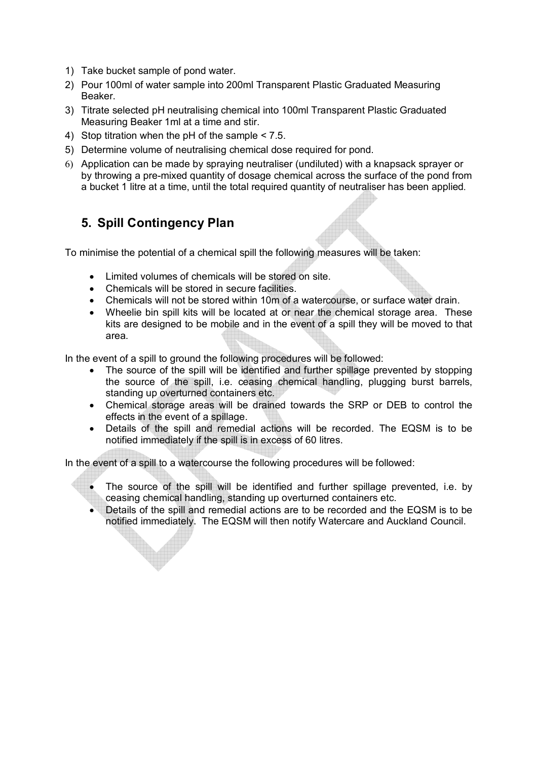1) Take bucket sample of pond water.
2) Pour 100ml of water sample into 200ml Transparent Plastic Graduated Measuring Beaker.
3) Titrate selected pH neutralising chemical into 100ml Transparent Plastic Graduated Measuring Beaker 1ml at a time and stir.
4) Stop titration when the pH of the sample < 7.5.
5) Determine volume of neutralising chemical dose required for pond.
6) Application can be made by spraying neutraliser (undiluted) with a knapsack sprayer or by throwing a pre-mixed quantity of dosage chemical across the surface of the pond from a bucket 1 litre at a time, until the total required quantity of neutraliser has been applied.

## 5. Spill Contingency Plan

To minimise the potential of a chemical spill the following measures will be taken:

- Limited volumes of chemicals will be stored on site.
- Chemicals will be stored in secure facilities.
- Chemicals will not be stored within 10m of a watercourse, or surface water drain.
- Wheelie bin spill kits will be located at or near the chemical storage area. These kits are designed to be mobile and in the event of a spill they will be moved to that area.

In the event of a spill to ground the following procedures will be followed:

- The source of the spill will be identified and further spillage prevented by stopping the source of the spill, i.e. ceasing chemical handling, plugging burst barrels, standing up overturned containers etc.
- Chemical storage areas will be drained towards the SRP or DEB to control the effects in the event of a spillage.
- Details of the spill and remedial actions will be recorded. The EQSM is to be notified immediately if the spill is in excess of 60 litres.

In the event of a spill to a watercourse the following procedures will be followed:

- The source of the spill will be identified and further spillage prevented, i.e. by ceasing chemical handling, standing up overturned containers etc.
- Details of the spill and remedial actions are to be recorded and the EQSM is to be notified immediately. The EQSM will then notify Watercare and Auckland Council.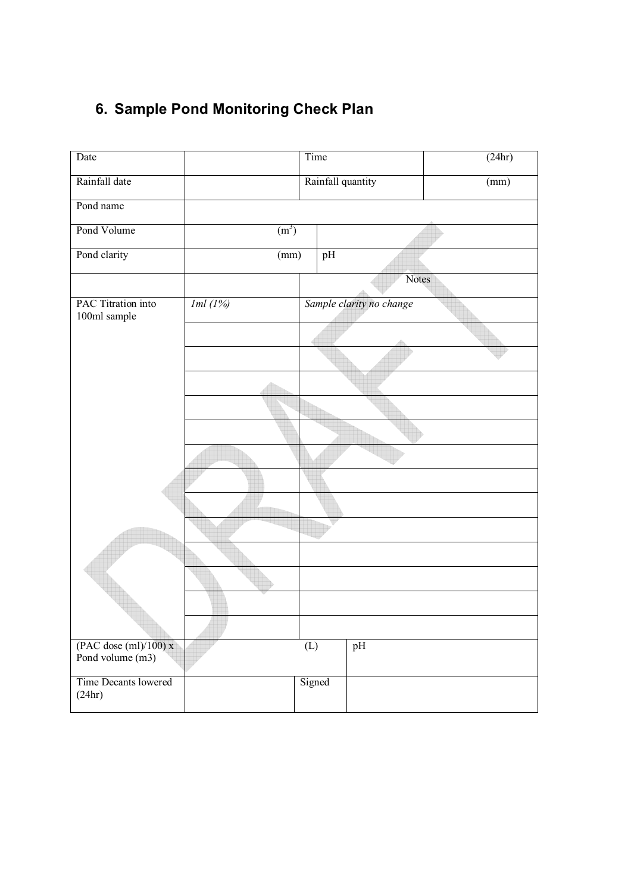## 6. Sample Pond Monitoring Check Plan

| Date | | Time | | (24hr) |
|---|---|---|---|---|
| Rainfall date | | Rainfall quantity | | (mm) |
| Pond name | | | | |
| Pond Volume | ($m^3$) | | | |
| Pond clarity | (mm) | pH | | |
| | | Notes | | |
| PAC Titration into 100ml sample | *1ml (1%)* | *Sample clarity no change* | | |
| | | | | |
| | | | | |
| | | | | |
| | | | | |
| | | | | |
| | | | | |
| | | | | |
| | | | | |
| | | | | |
| | | | | |
| | | | | |
| | | | | |
| | | | | |
| (PAC dose (ml)/100) x Pond volume (m3) | (L) | pH | | |
| Time Decants lowered (24hr) | | Signed | | |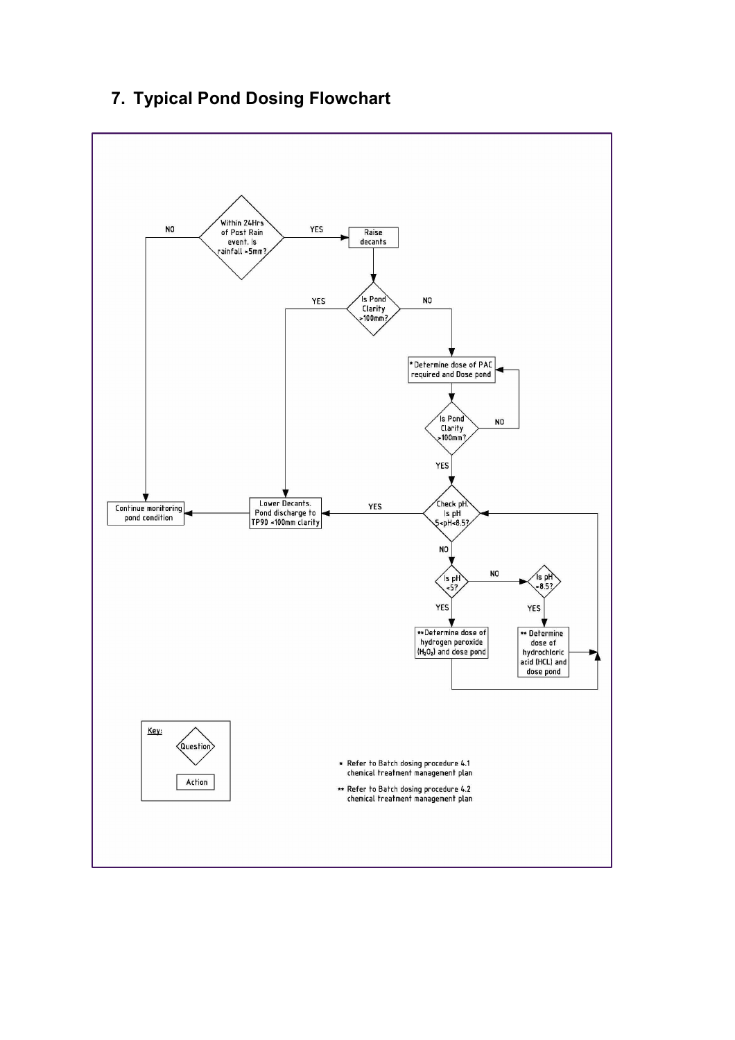# 7. Typical Pond Dosing Flowchart

Within 24Hrs of Post Rain event. Is rainfall >5mm?

NO

YES

Raise decants

Is Pond Clarity >100mm?

YES

NO

* Determine dose of PAC required and Dose pond

Is Pond Clarity >100mm?

NO

YES

Check pH. Is pH 5<pH<8.5?

YES

Lower Decants. Pond discharge to TP90 <100mm clarity

Continue monitoring pond condition

NO

Is pH <5?

NO

Is pH >8.5?

YES

YES

** Determine dose of hydrogen peroxide ($H_2O_2$) and dose pond

** Determine dose of hydrochloric acid (HCL) and dose pond

Key:

Question

Action

\* Refer to Batch dosing procedure 4.1 chemical treatment management plan

** Refer to Batch dosing procedure 4.2 chemical treatment management plan